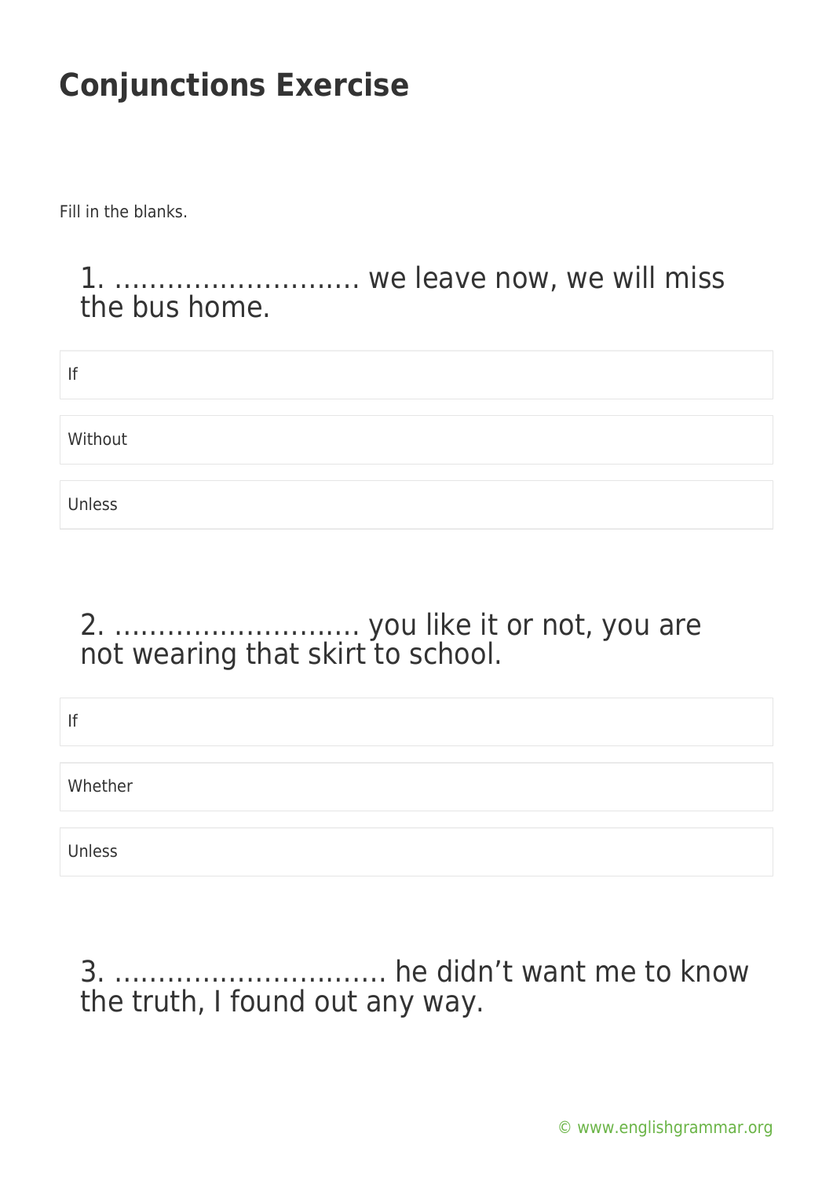# Conjunctions Exercise

Fill in the blanks.

### 1. ………………………. we leave now, we will miss the bus home.

- If
- Without
- Unless

### 2. ………………………. you like it or not, you are not wearing that skirt to school.

- If
- Whether
- Unless

### 3. …………………………. he didn't want me to know the truth, I found out any way.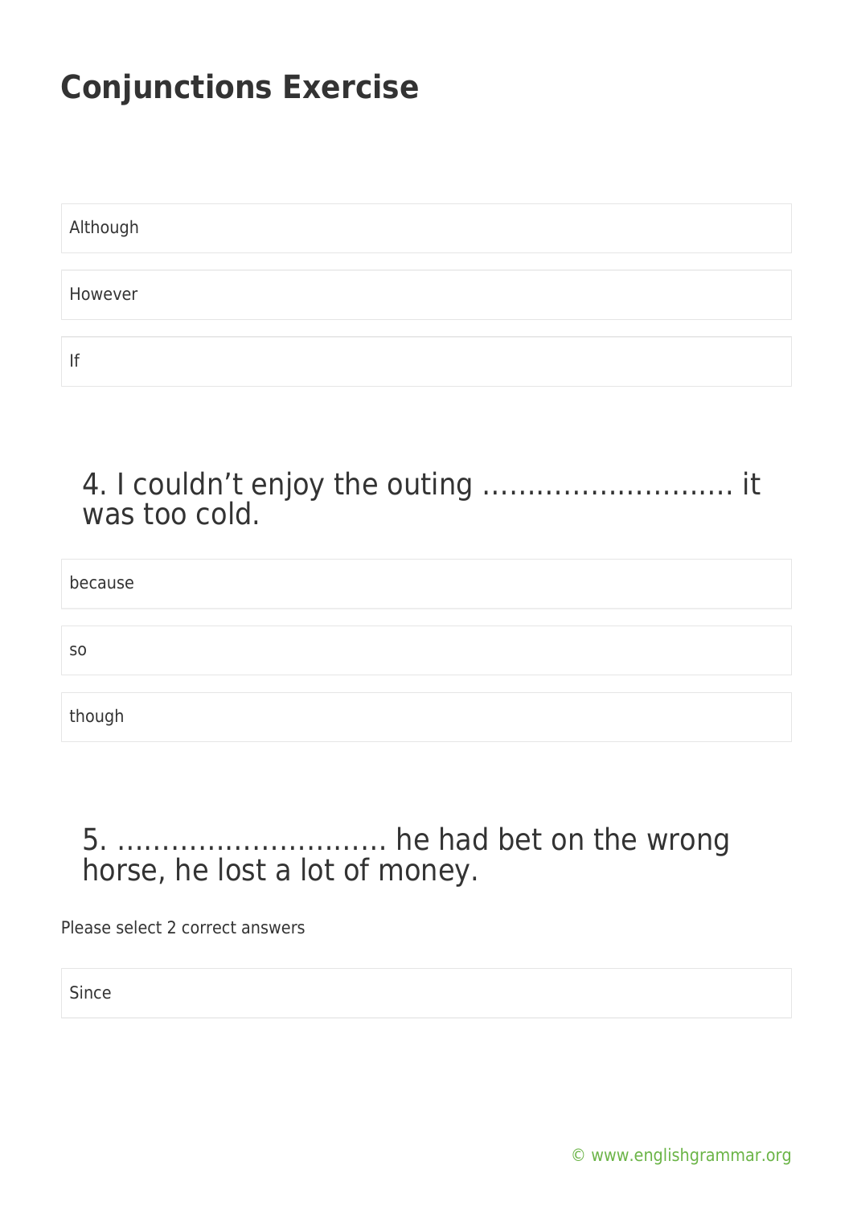Although

However

If

## 4. I couldn't enjoy the outing ……………………… it was too cold.

because

so

though

## 5. ………………………… he had bet on the wrong horse, he lost a lot of money.

Please select 2 correct answers

Since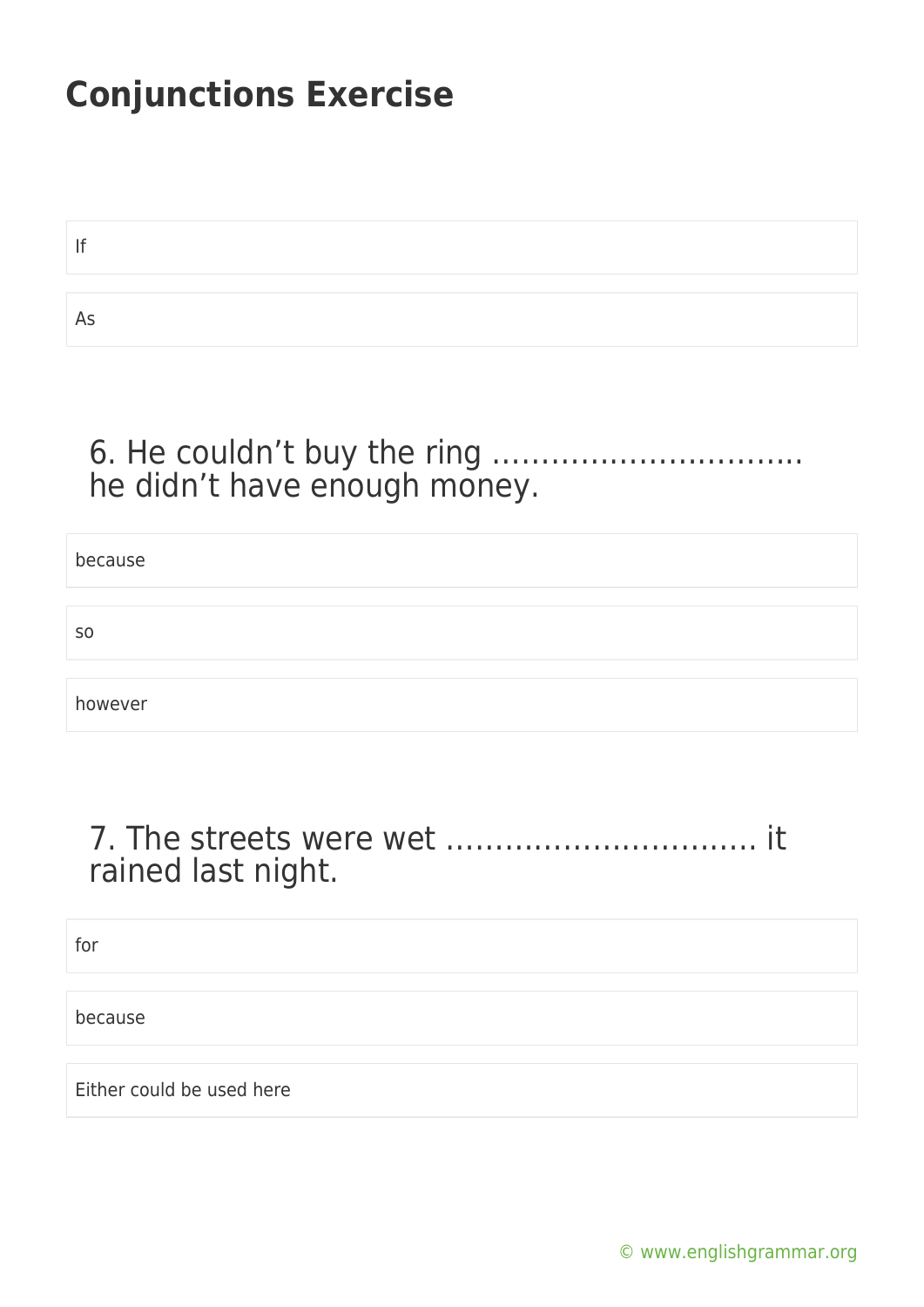# Conjunctions Exercise

If

As

### 6. He couldn't buy the ring ………………………….. he didn't have enough money.

because

so

however

### 7. The streets were wet ………………………….. it rained last night.

for

because

Either could be used here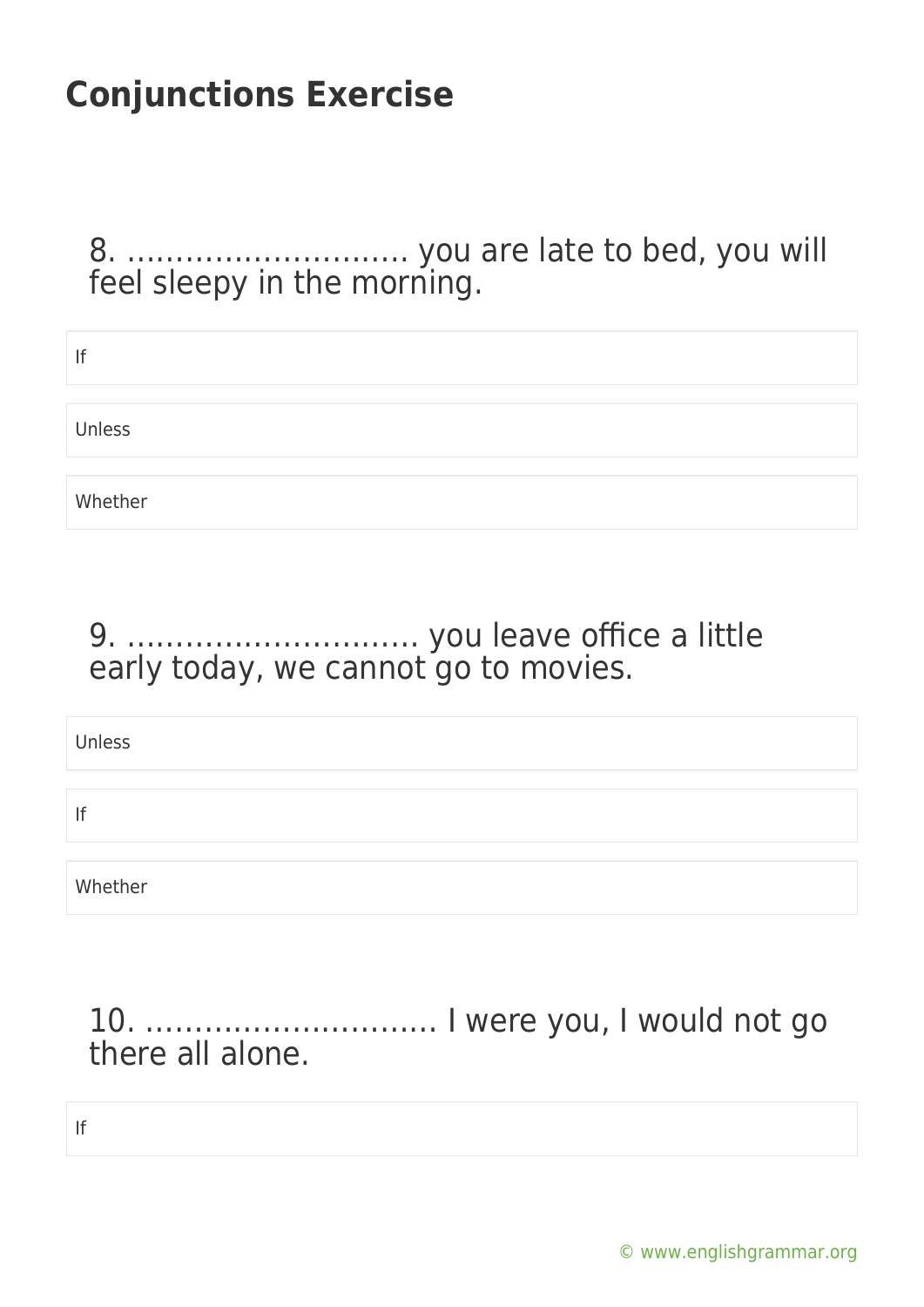# Conjunctions Exercise

8. ……………………….. you are late to bed, you will feel sleepy in the morning.

- If
- Unless
- Whether

9. ……………………….. you leave office a little early today, we cannot go to movies.

- Unless
- If
- Whether

10. ……………………….. I were you, I would not go there all alone.

- If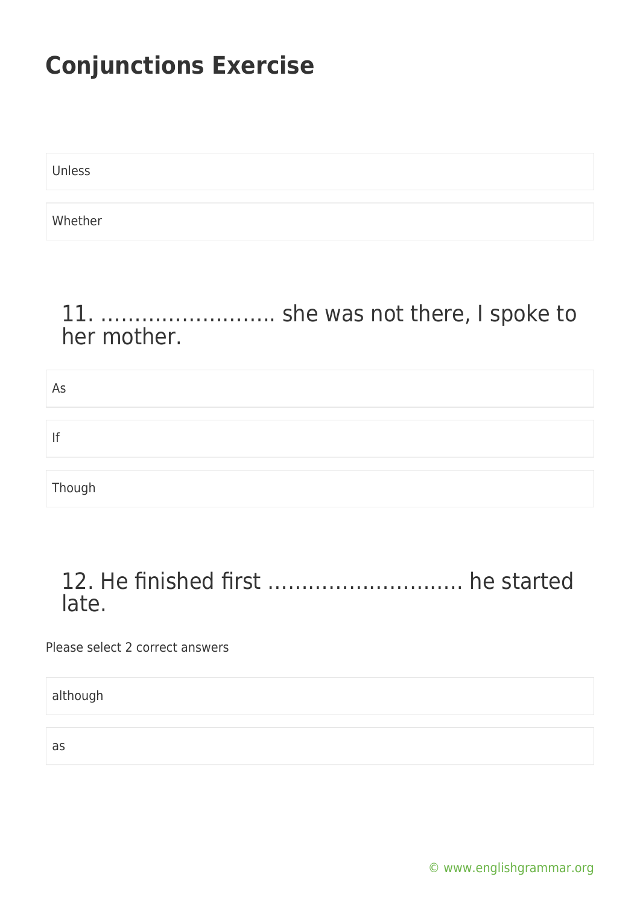# Conjunctions Exercise

Unless

Whether

### 11. …………………….. she was not there, I spoke to her mother.

As

If

Though

### 12. He finished first ………………………. he started late.

Please select 2 correct answers

although

as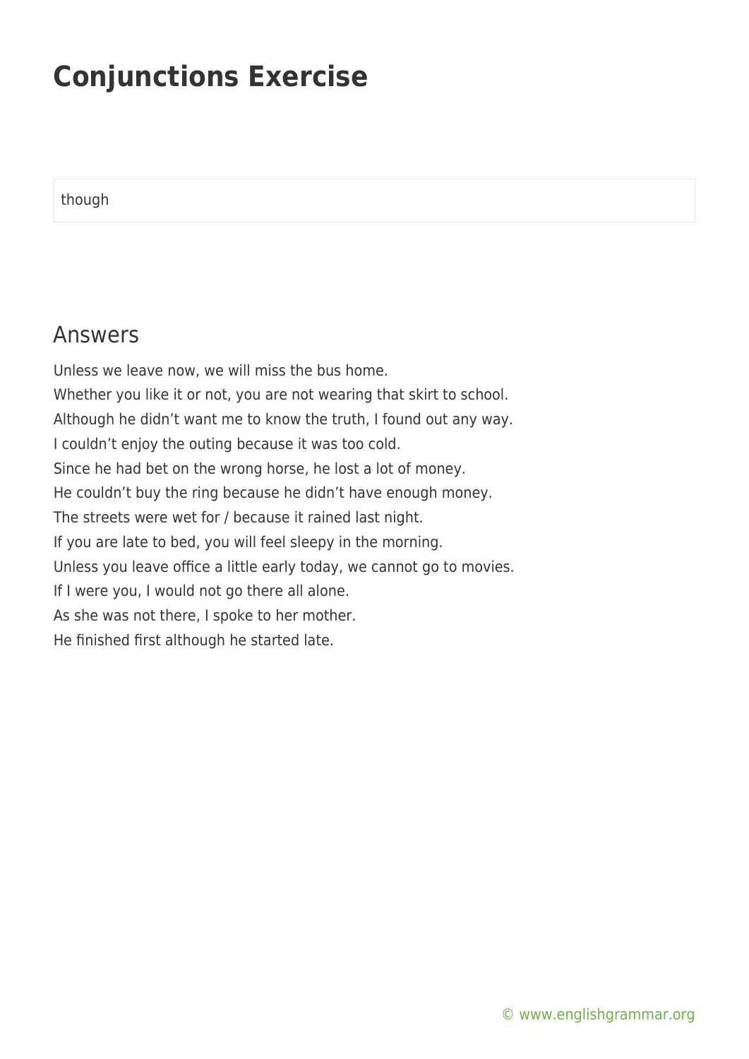# Conjunctions Exercise

though

## Answers

Unless we leave now, we will miss the bus home.
Whether you like it or not, you are not wearing that skirt to school.
Although he didn't want me to know the truth, I found out any way.
I couldn't enjoy the outing because it was too cold.
Since he had bet on the wrong horse, he lost a lot of money.
He couldn't buy the ring because he didn't have enough money.
The streets were wet for / because it rained last night.
If you are late to bed, you will feel sleepy in the morning.
Unless you leave office a little early today, we cannot go to movies.
If I were you, I would not go there all alone.
As she was not there, I spoke to her mother.
He finished first although he started late.